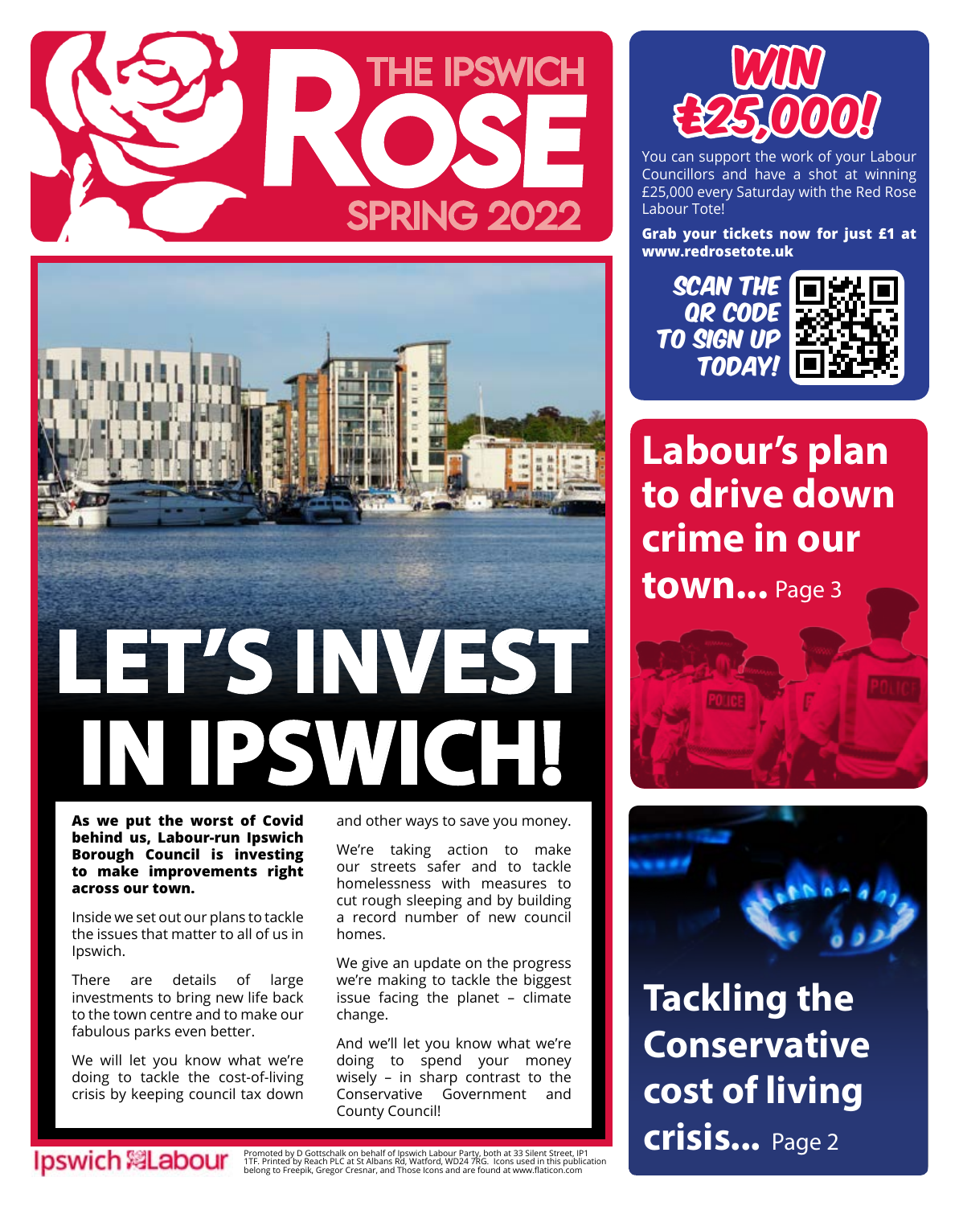# THE IPSWICH ROSE

SPRING 2022

# LET'S INVEST IN IPSWICH!

**As we put the worst of Covid behind us, Labour-run Ipswich Borough Council is investing to make improvements right across our town.**

Inside we set out our plans to tackle the issues that matter to all of us in Ipswich.

There are details of large investments to bring new life back to the town centre and to make our fabulous parks even better.

We will let you know what we're doing to tackle the cost-of-living crisis by keeping council tax down and other ways to save you money.

We're taking action to make our streets safer and to tackle homelessness with measures to cut rough sleeping and by building a record number of new council homes.

We give an update on the progress we're making to tackle the biggest issue facing the planet – climate change.

And we'll let you know what we're doing to spend your money wisely – in sharp contrast to the Conservative Government and County Council!

## WIN £25,000!

You can support the work of your Labour Councillors and have a shot at winning £25,000 every Saturday with the Red Rose Labour Tote!

**Grab your tickets now for just £1 at www.redrosetote.uk**

SCAN THE QR CODE TO SIGN UP TODAY!

## Labour's plan to drive down crime in our town... Page 3

## Tackling the Conservative cost of living crisis... Page 2

Ipswich Labour

Promoted by D Gottschalk on behalf of Ipswich Labour Party, both at 33 Silent Street, IP1 1TF. Printed by Reach PLC at St Albans Rd, Watford, WD24 7RG. Icons used in this publication belong to Freepik, Gregor Cresnar, and Those Icons and are found at www.flaticon.com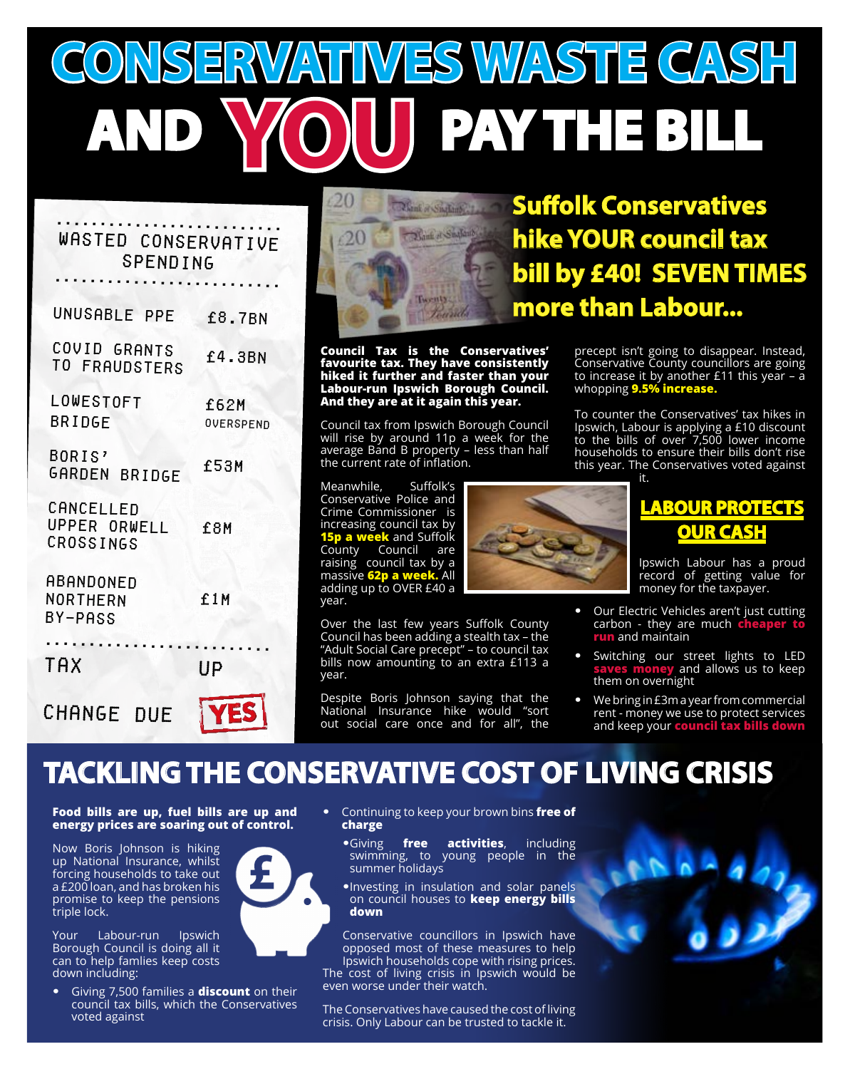# CONSERVATIVES WASTE CASH AND YOU PAY THE BILL

| WASTED CONSERVATIVE SPENDING | |
|---|---|
| UNUSABLE PPE | £8.7BN |
| COVID GRANTS TO FRAUDSTERS | £4.3BN |
| LOWESTOFT BRIDGE | £62M OVERSPEND |
| BORIS' GARDEN BRIDGE | £53M |
| CANCELLED UPPER ORWELL CROSSINGS | £8M |
| ABANDONED NORTHERN BY-PASS | £1M |
| TAX | UP |
| CHANGE DUE | YES |

## Suffolk Conservatives hike YOUR council tax bill by £40! SEVEN TIMES more than Labour...

**Council Tax is the Conservatives' favourite tax. They have consistently hiked it further and faster than your Labour-run Ipswich Borough Council. And they are at it again this year.**

Council tax from Ipswich Borough Council will rise by around 11p a week for the average Band B property – less than half the current rate of inflation.

Meanwhile, Suffolk's Conservative Police and Crime Commissioner is increasing council tax by **15p a week** and Suffolk County Council are raising council tax by a massive **62p a week.** All adding up to OVER £40 a year.

Over the last few years Suffolk County Council has been adding a stealth tax – the "Adult Social Care precept" – to council tax bills now amounting to an extra £113 a year.

Despite Boris Johnson saying that the National Insurance hike would "sort out social care once and for all", the precept isn't going to disappear. Instead, Conservative County councillors are going to increase it by another £11 this year – a whopping **9.5% increase.**

To counter the Conservatives' tax hikes in Ipswich, Labour is applying a £10 discount to the bills of over 7,500 lower income households to ensure their bills don't rise this year. The Conservatives voted against it.

## LABOUR PROTECTS OUR CASH

Ipswich Labour has a proud record of getting value for money for the taxpayer.

- Our Electric Vehicles aren't just cutting carbon - they are much **cheaper to run** and maintain
- Switching our street lights to LED **saves money** and allows us to keep them on overnight
- We bring in £3m a year from commercial rent - money we use to protect services and keep your **council tax bills down**

## TACKLING THE CONSERVATIVE COST OF LIVING CRISIS

**Food bills are up, fuel bills are up and energy prices are soaring out of control.**

Now Boris Johnson is hiking up National Insurance, whilst forcing households to take out a £200 loan, and has broken his promise to keep the pensions triple lock.

Your Labour-run Ipswich Borough Council is doing all it can to help famlies keep costs down including:

- Giving 7,500 families a **discount** on their council tax bills, which the Conservatives voted against
- Continuing to keep your brown bins **free of charge**
- Giving **free activities**, including swimming, to young people in the summer holidays
- Investing in insulation and solar panels on council houses to **keep energy bills down**

Conservative councillors in Ipswich have opposed most of these measures to help Ipswich households cope with rising prices. The cost of living crisis in Ipswich would be even worse under their watch.

The Conservatives have caused the cost of living crisis. Only Labour can be trusted to tackle it.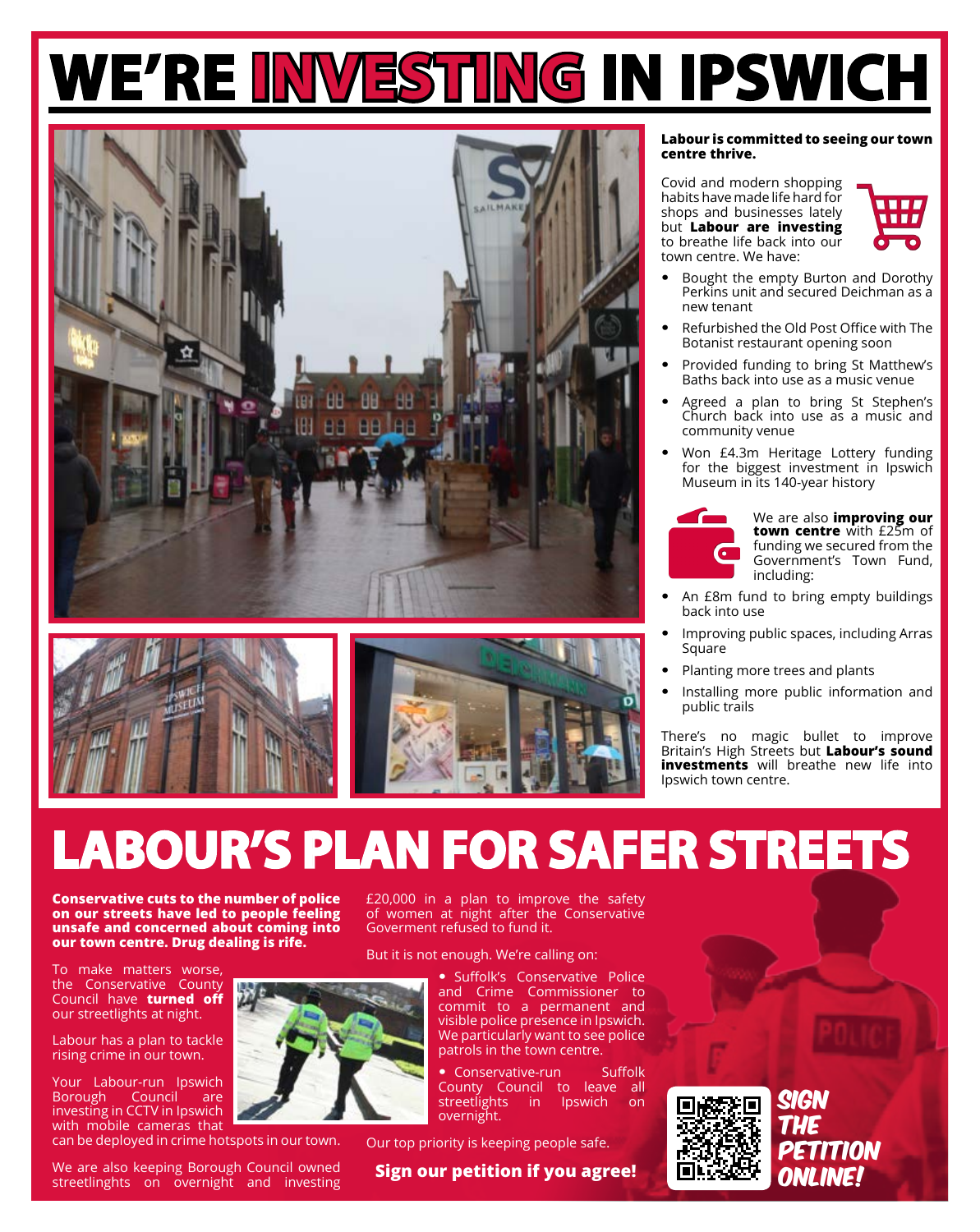# WE'RE INVESTING IN IPSWICH

**Labour is committed to seeing our town centre thrive.**

Covid and modern shopping habits have made life hard for shops and businesses lately but **Labour are investing** to breathe life back into our town centre. We have:

- Bought the empty Burton and Dorothy Perkins unit and secured Deichman as a new tenant
- Refurbished the Old Post Office with The Botanist restaurant opening soon
- Provided funding to bring St Matthew's Baths back into use as a music venue
- Agreed a plan to bring St Stephen's Church back into use as a music and community venue
- Won £4.3m Heritage Lottery funding for the biggest investment in Ipswich Museum in its 140-year history

We are also **improving our town centre** with £25m of funding we secured from the Government's Town Fund, including:

- An £8m fund to bring empty buildings back into use
- Improving public spaces, including Arras Square
- Planting more trees and plants
- Installing more public information and public trails

There's no magic bullet to improve Britain's High Streets but **Labour's sound investments** will breathe new life into Ipswich town centre.

# LABOUR'S PLAN FOR SAFER STREETS

**Conservative cuts to the number of police on our streets have led to people feeling unsafe and concerned about coming into our town centre. Drug dealing is rife.**

To make matters worse, the Conservative County Council have **turned off** our streetlights at night.

Labour has a plan to tackle rising crime in our town.

Your Labour-run Ipswich Borough Council are investing in CCTV in Ipswich with mobile cameras that can be deployed in crime hotspots in our town.

We are also keeping Borough Council owned streetlinghts on overnight and investing £20,000 in a plan to improve the safety of women at night after the Conservative Goverment refused to fund it.

But it is not enough. We're calling on:

- Suffolk's Conservative Police and Crime Commissioner to commit to a permanent and visible police presence in Ipswich. We particularly want to see police patrols in the town centre.
- Conservative-run Suffolk County Council to leave all streetlights in Ipswich on overnight.

Our top priority is keeping people safe.

**Sign our petition if you agree!**

**SIGN THE PETITION ONLINE!**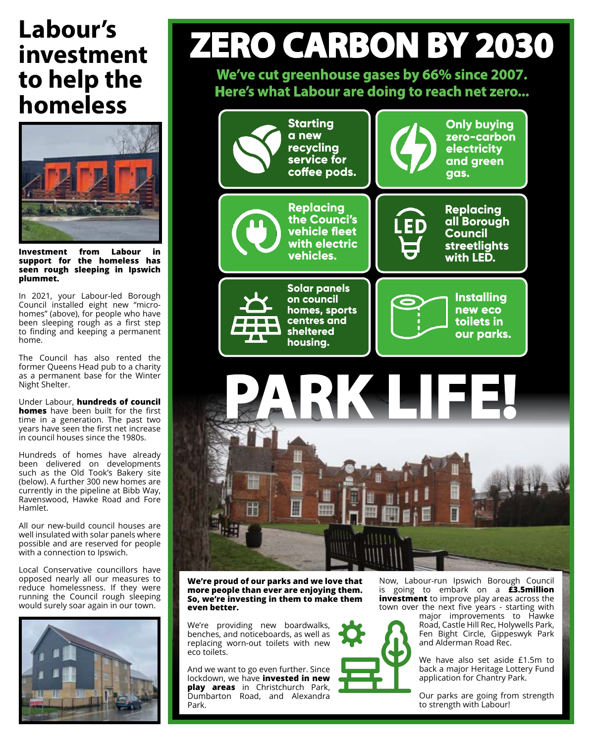# Labour's investment to help the homeless

**Investment from Labour in support for the homeless has seen rough sleeping in Ipswich plummet.**

In 2021, your Labour-led Borough Council installed eight new "micro-homes" (above), for people who have been sleeping rough as a first step to finding and keeping a permanent home.

The Council has also rented the former Queens Head pub to a charity as a permanent base for the Winter Night Shelter.

Under Labour, **hundreds of council homes** have been built for the first time in a generation. The past two years have seen the first net increase in council houses since the 1980s.

Hundreds of homes have already been delivered on developments such as the Old Took's Bakery site (below). A further 300 new homes are currently in the pipeline at Bibb Way, Ravenswood, Hawke Road and Fore Hamlet.

All our new-build council houses are well insulated with solar panels where possible and are reserved for people with a connection to Ipswich.

Local Conservative councillors have opposed nearly all our measures to reduce homelessness. If they were running the Council rough sleeping would surely soar again in our town.

# ZERO CARBON BY 2030

**We've cut greenhouse gases by 66% since 2007. Here's what Labour are doing to reach net zero...**

- Starting a new recycling service for coffee pods.
- Only buying zero-carbon electricity and green gas.
- Replacing the Counci's vehicle fleet with electric vehicles.
- Replacing all Borough Council streetlights with LED.
- Solar panels on council homes, sports centres and sheltered housing.
- Installing new eco toilets in our parks.

# PARK LIFE!

**We're proud of our parks and we love that more people than ever are enjoying them. So, we're investing in them to make them even better.**

We're providing new boardwalks, benches, and noticeboards, as well as replacing worn-out toilets with new eco toilets.

And we want to go even further. Since lockdown, we have **invested in new play areas** in Christchurch Park, Dumbarton Road, and Alexandra Park.

Now, Labour-run Ipswich Borough Council is going to embark on a **£3.5million investment** to improve play areas across the town over the next five years - starting with major improvements to Hawke Road, Castle Hill Rec, Holywells Park, Fen Bight Circle, Gippeswyk Park and Alderman Road Rec.

We have also set aside £1.5m to back a major Heritage Lottery Fund application for Chantry Park.

Our parks are going from strength to strength with Labour!